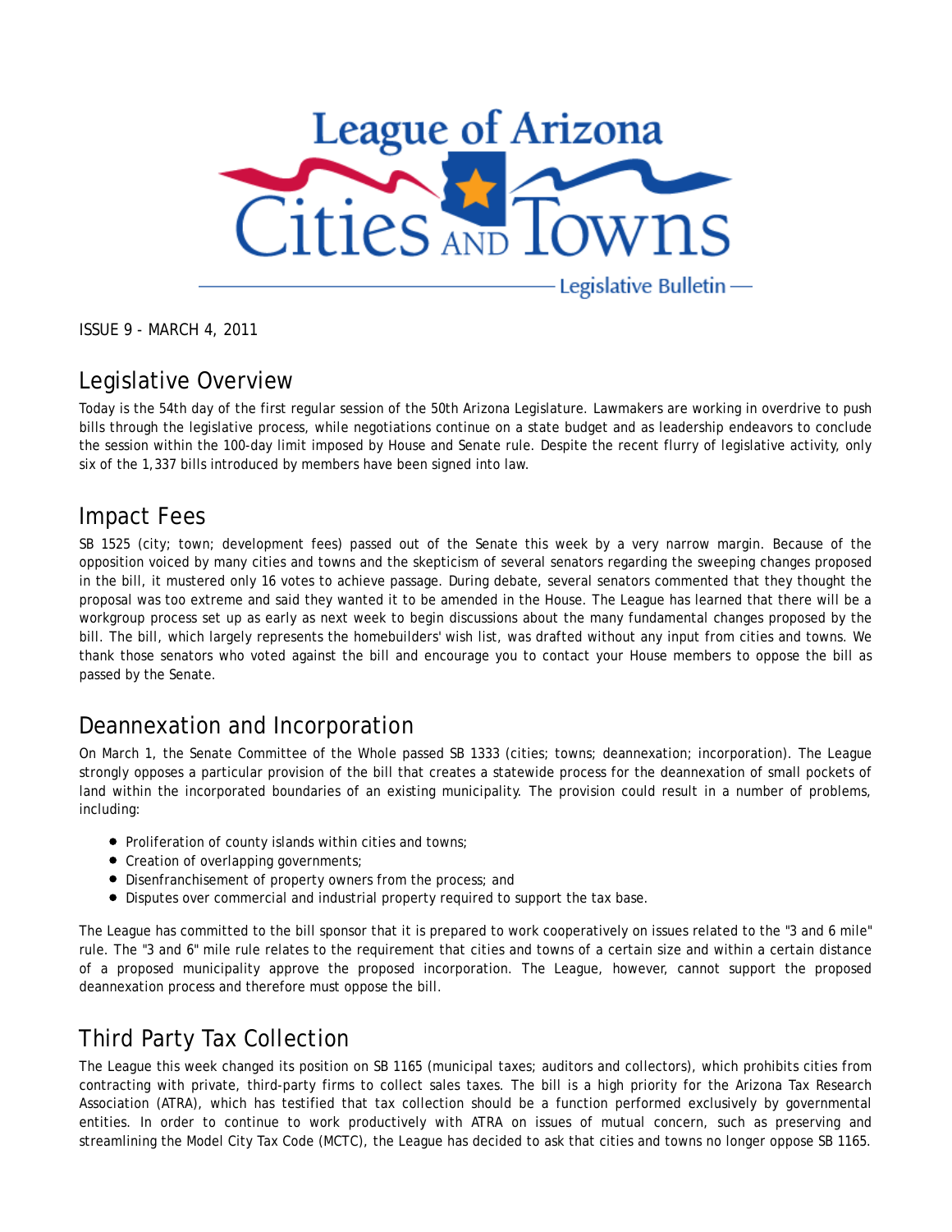# League of Arizona Cities and Towns

Legislative Bulletin

ISSUE 9 - MARCH 4, 2011

## Legislative Overview

Today is the 54th day of the first regular session of the 50th Arizona Legislature. Lawmakers are working in overdrive to push bills through the legislative process, while negotiations continue on a state budget and as leadership endeavors to conclude the session within the 100-day limit imposed by House and Senate rule. Despite the recent flurry of legislative activity, only six of the 1,337 bills introduced by members have been signed into law.

## Impact Fees

SB 1525 (city; town; development fees) passed out of the Senate this week by a very narrow margin. Because of the opposition voiced by many cities and towns and the skepticism of several senators regarding the sweeping changes proposed in the bill, it mustered only 16 votes to achieve passage. During debate, several senators commented that they thought the proposal was too extreme and said they wanted it to be amended in the House. The League has learned that there will be a workgroup process set up as early as next week to begin discussions about the many fundamental changes proposed by the bill. The bill, which largely represents the homebuilders' wish list, was drafted without any input from cities and towns. We thank those senators who voted against the bill and encourage you to contact your House members to oppose the bill as passed by the Senate.

## Deannexation and Incorporation

On March 1, the Senate Committee of the Whole passed SB 1333 (cities; towns; deannexation; incorporation). The League strongly opposes a particular provision of the bill that creates a statewide process for the deannexation of small pockets of land within the incorporated boundaries of an existing municipality. The provision could result in a number of problems, including:

- Proliferation of county islands within cities and towns;
- Creation of overlapping governments;
- Disenfranchisement of property owners from the process; and
- Disputes over commercial and industrial property required to support the tax base.

The League has committed to the bill sponsor that it is prepared to work cooperatively on issues related to the "3 and 6 mile" rule. The "3 and 6" mile rule relates to the requirement that cities and towns of a certain size and within a certain distance of a proposed municipality approve the proposed incorporation. The League, however, cannot support the proposed deannexation process and therefore must oppose the bill.

## Third Party Tax Collection

The League this week changed its position on SB 1165 (municipal taxes; auditors and collectors), which prohibits cities from contracting with private, third-party firms to collect sales taxes. The bill is a high priority for the Arizona Tax Research Association (ATRA), which has testified that tax collection should be a function performed exclusively by governmental entities. In order to continue to work productively with ATRA on issues of mutual concern, such as preserving and streamlining the Model City Tax Code (MCTC), the League has decided to ask that cities and towns no longer oppose SB 1165.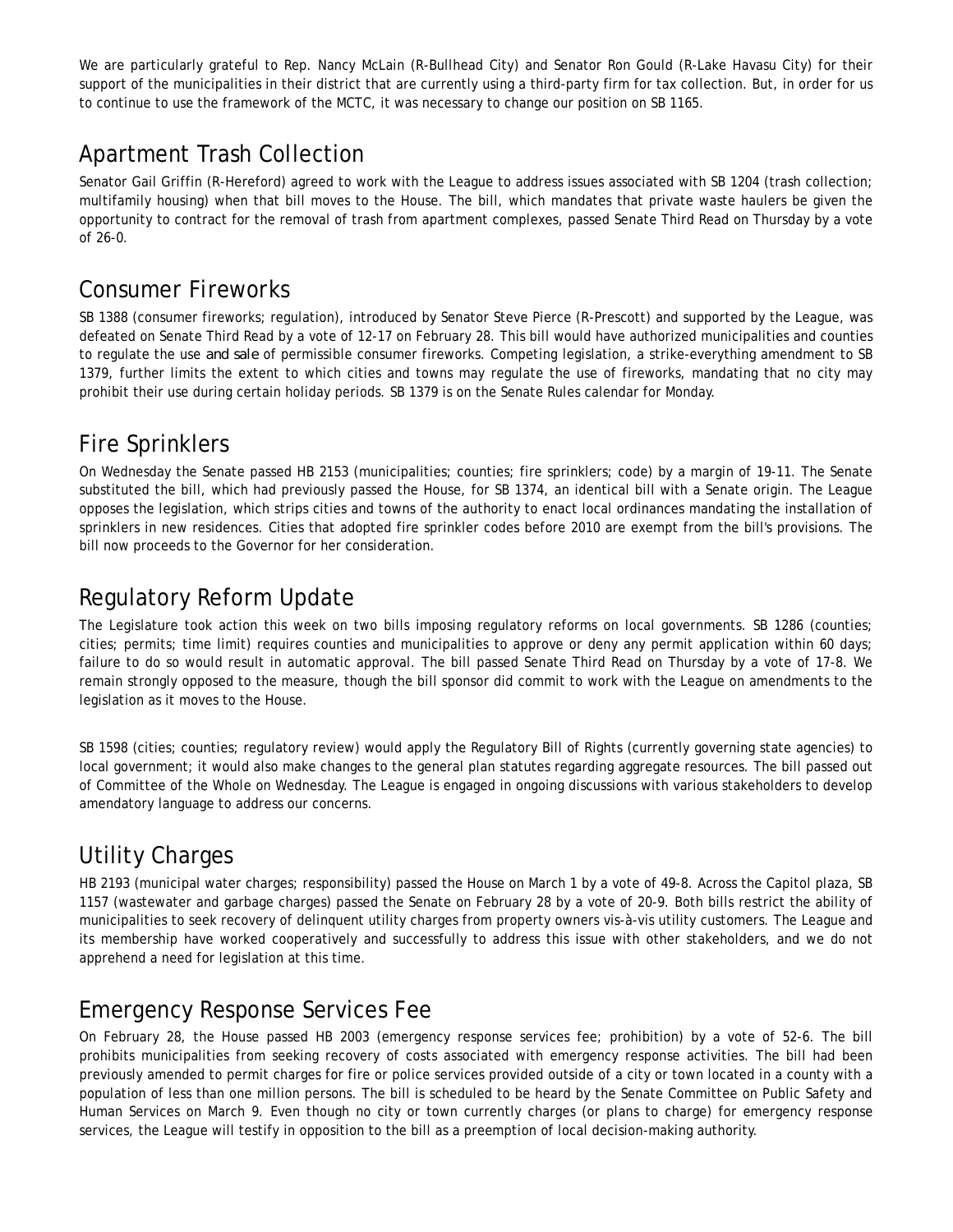We are particularly grateful to Rep. Nancy McLain (R-Bullhead City) and Senator Ron Gould (R-Lake Havasu City) for their support of the municipalities in their district that are currently using a third-party firm for tax collection. But, in order for us to continue to use the framework of the MCTC, it was necessary to change our position on SB 1165.

## Apartment Trash Collection

Senator Gail Griffin (R-Hereford) agreed to work with the League to address issues associated with SB 1204 (trash collection; multifamily housing) when that bill moves to the House. The bill, which mandates that private waste haulers be given the opportunity to contract for the removal of trash from apartment complexes, passed Senate Third Read on Thursday by a vote of 26-0.

## Consumer Fireworks

SB 1388 (consumer fireworks; regulation), introduced by Senator Steve Pierce (R-Prescott) and supported by the League, was defeated on Senate Third Read by a vote of 12-17 on February 28. This bill would have authorized municipalities and counties to regulate the use and sale of permissible consumer fireworks. Competing legislation, a strike-everything amendment to SB 1379, further limits the extent to which cities and towns may regulate the use of fireworks, mandating that no city may prohibit their use during certain holiday periods. SB 1379 is on the Senate Rules calendar for Monday.

## Fire Sprinklers

On Wednesday the Senate passed HB 2153 (municipalities; counties; fire sprinklers; code) by a margin of 19-11. The Senate substituted the bill, which had previously passed the House, for SB 1374, an identical bill with a Senate origin. The League opposes the legislation, which strips cities and towns of the authority to enact local ordinances mandating the installation of sprinklers in new residences. Cities that adopted fire sprinkler codes before 2010 are exempt from the bill's provisions. The bill now proceeds to the Governor for her consideration.

## Regulatory Reform Update

The Legislature took action this week on two bills imposing regulatory reforms on local governments. SB 1286 (counties; cities; permits; time limit) requires counties and municipalities to approve or deny any permit application within 60 days; failure to do so would result in automatic approval. The bill passed Senate Third Read on Thursday by a vote of 17-8. We remain strongly opposed to the measure, though the bill sponsor did commit to work with the League on amendments to the legislation as it moves to the House.

SB 1598 (cities; counties; regulatory review) would apply the Regulatory Bill of Rights (currently governing state agencies) to local government; it would also make changes to the general plan statutes regarding aggregate resources. The bill passed out of Committee of the Whole on Wednesday. The League is engaged in ongoing discussions with various stakeholders to develop amendatory language to address our concerns.

## Utility Charges

HB 2193 (municipal water charges; responsibility) passed the House on March 1 by a vote of 49-8. Across the Capitol plaza, SB 1157 (wastewater and garbage charges) passed the Senate on February 28 by a vote of 20-9. Both bills restrict the ability of municipalities to seek recovery of delinquent utility charges from property owners vis-à-vis utility customers. The League and its membership have worked cooperatively and successfully to address this issue with other stakeholders, and we do not apprehend a need for legislation at this time.

## Emergency Response Services Fee

On February 28, the House passed HB 2003 (emergency response services fee; prohibition) by a vote of 52-6. The bill prohibits municipalities from seeking recovery of costs associated with emergency response activities. The bill had been previously amended to permit charges for fire or police services provided outside of a city or town located in a county with a population of less than one million persons. The bill is scheduled to be heard by the Senate Committee on Public Safety and Human Services on March 9. Even though no city or town currently charges (or plans to charge) for emergency response services, the League will testify in opposition to the bill as a preemption of local decision-making authority.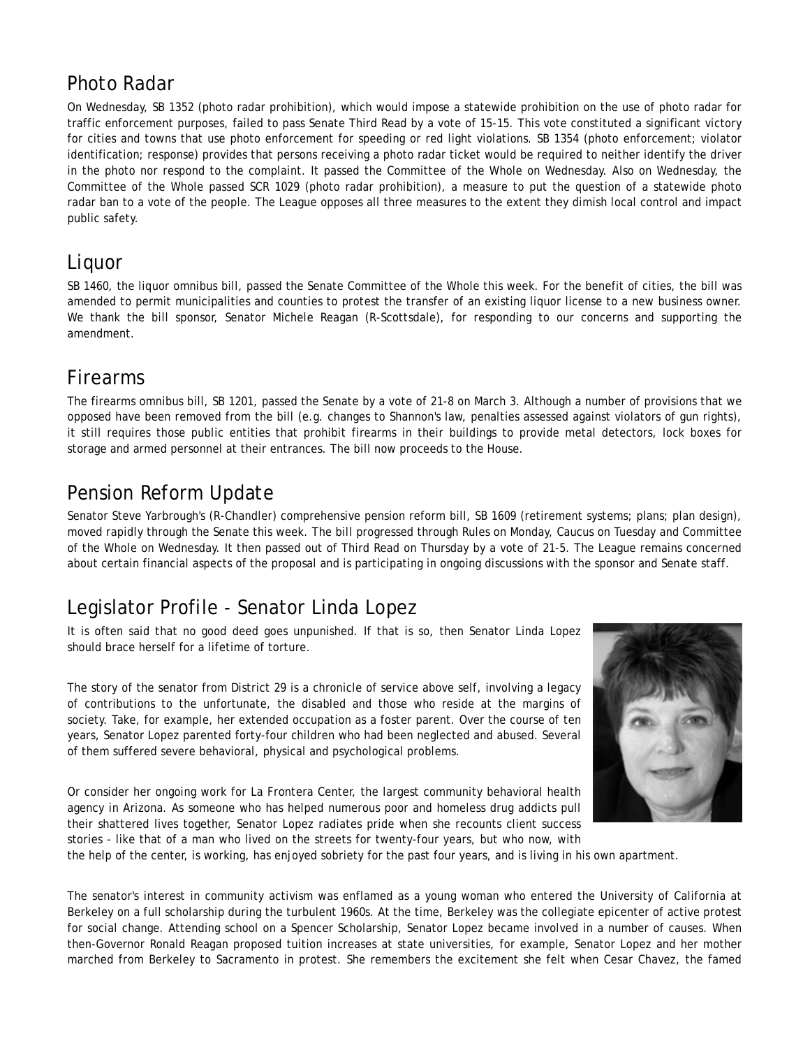## Photo Radar

On Wednesday, SB 1352 (photo radar prohibition), which would impose a statewide prohibition on the use of photo radar for traffic enforcement purposes, failed to pass Senate Third Read by a vote of 15-15. This vote constituted a significant victory for cities and towns that use photo enforcement for speeding or red light violations. SB 1354 (photo enforcement; violator identification; response) provides that persons receiving a photo radar ticket would be required to neither identify the driver in the photo nor respond to the complaint. It passed the Committee of the Whole on Wednesday. Also on Wednesday, the Committee of the Whole passed SCR 1029 (photo radar prohibition), a measure to put the question of a statewide photo radar ban to a vote of the people. The League opposes all three measures to the extent they dimish local control and impact public safety.

## Liquor

SB 1460, the liquor omnibus bill, passed the Senate Committee of the Whole this week. For the benefit of cities, the bill was amended to permit municipalities and counties to protest the transfer of an existing liquor license to a new business owner. We thank the bill sponsor, Senator Michele Reagan (R-Scottsdale), for responding to our concerns and supporting the amendment.

## Firearms

The firearms omnibus bill, SB 1201, passed the Senate by a vote of 21-8 on March 3. Although a number of provisions that we opposed have been removed from the bill (e.g. changes to Shannon's law, penalties assessed against violators of gun rights), it still requires those public entities that prohibit firearms in their buildings to provide metal detectors, lock boxes for storage and armed personnel at their entrances. The bill now proceeds to the House.

## Pension Reform Update

Senator Steve Yarbrough's (R-Chandler) comprehensive pension reform bill, SB 1609 (retirement systems; plans; plan design), moved rapidly through the Senate this week. The bill progressed through Rules on Monday, Caucus on Tuesday and Committee of the Whole on Wednesday. It then passed out of Third Read on Thursday by a vote of 21-5. The League remains concerned about certain financial aspects of the proposal and is participating in ongoing discussions with the sponsor and Senate staff.

## Legislator Profile - Senator Linda Lopez

It is often said that no good deed goes unpunished. If that is so, then Senator Linda Lopez should brace herself for a lifetime of torture.

The story of the senator from District 29 is a chronicle of service above self, involving a legacy of contributions to the unfortunate, the disabled and those who reside at the margins of society. Take, for example, her extended occupation as a foster parent. Over the course of ten years, Senator Lopez parented forty-four children who had been neglected and abused. Several of them suffered severe behavioral, physical and psychological problems.

Or consider her ongoing work for La Frontera Center, the largest community behavioral health agency in Arizona. As someone who has helped numerous poor and homeless drug addicts pull their shattered lives together, Senator Lopez radiates pride when she recounts client success stories - like that of a man who lived on the streets for twenty-four years, but who now, with the help of the center, is working, has enjoyed sobriety for the past four years, and is living in his own apartment.

The senator's interest in community activism was enflamed as a young woman who entered the University of California at Berkeley on a full scholarship during the turbulent 1960s. At the time, Berkeley was the collegiate epicenter of active protest for social change. Attending school on a Spencer Scholarship, Senator Lopez became involved in a number of causes. When then-Governor Ronald Reagan proposed tuition increases at state universities, for example, Senator Lopez and her mother marched from Berkeley to Sacramento in protest. She remembers the excitement she felt when Cesar Chavez, the famed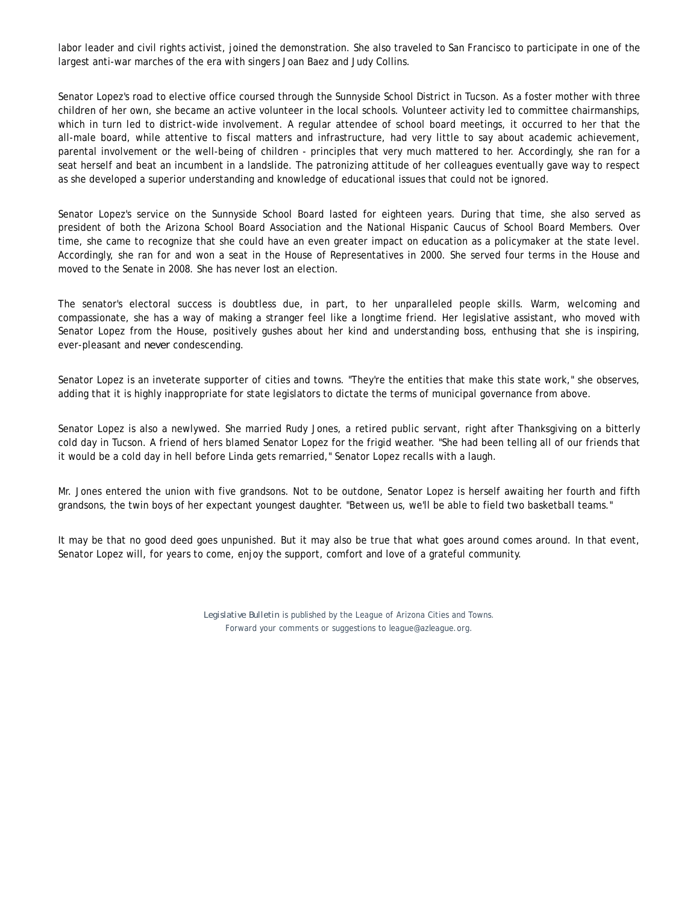labor leader and civil rights activist, joined the demonstration. She also traveled to San Francisco to participate in one of the largest anti-war marches of the era with singers Joan Baez and Judy Collins.

Senator Lopez's road to elective office coursed through the Sunnyside School District in Tucson. As a foster mother with three children of her own, she became an active volunteer in the local schools. Volunteer activity led to committee chairmanships, which in turn led to district-wide involvement. A regular attendee of school board meetings, it occurred to her that the all-male board, while attentive to fiscal matters and infrastructure, had very little to say about academic achievement, parental involvement or the well-being of children - principles that very much mattered to her. Accordingly, she ran for a seat herself and beat an incumbent in a landslide. The patronizing attitude of her colleagues eventually gave way to respect as she developed a superior understanding and knowledge of educational issues that could not be ignored.

Senator Lopez's service on the Sunnyside School Board lasted for eighteen years. During that time, she also served as president of both the Arizona School Board Association and the National Hispanic Caucus of School Board Members. Over time, she came to recognize that she could have an even greater impact on education as a policymaker at the state level. Accordingly, she ran for and won a seat in the House of Representatives in 2000. She served four terms in the House and moved to the Senate in 2008. She has never lost an election.

The senator's electoral success is doubtless due, in part, to her unparalleled people skills. Warm, welcoming and compassionate, she has a way of making a stranger feel like a longtime friend. Her legislative assistant, who moved with Senator Lopez from the House, positively gushes about her kind and understanding boss, enthusing that she is inspiring, ever-pleasant and *never* condescending.

Senator Lopez is an inveterate supporter of cities and towns. "They're the entities that make this state work," she observes, adding that it is highly inappropriate for state legislators to dictate the terms of municipal governance from above.

Senator Lopez is also a newlywed. She married Rudy Jones, a retired public servant, right after Thanksgiving on a bitterly cold day in Tucson. A friend of hers blamed Senator Lopez for the frigid weather. "She had been telling all of our friends that it would be a cold day in hell before Linda gets remarried," Senator Lopez recalls with a laugh.

Mr. Jones entered the union with five grandsons. Not to be outdone, Senator Lopez is herself awaiting her fourth and fifth grandsons, the twin boys of her expectant youngest daughter. "Between us, we'll be able to field two basketball teams."

It may be that no good deed goes unpunished. But it may also be true that what goes around comes around. In that event, Senator Lopez will, for years to come, enjoy the support, comfort and love of a grateful community.

*Legislative Bulletin* is published by the League of Arizona Cities and Towns.
Forward your comments or suggestions to league@azleague.org.